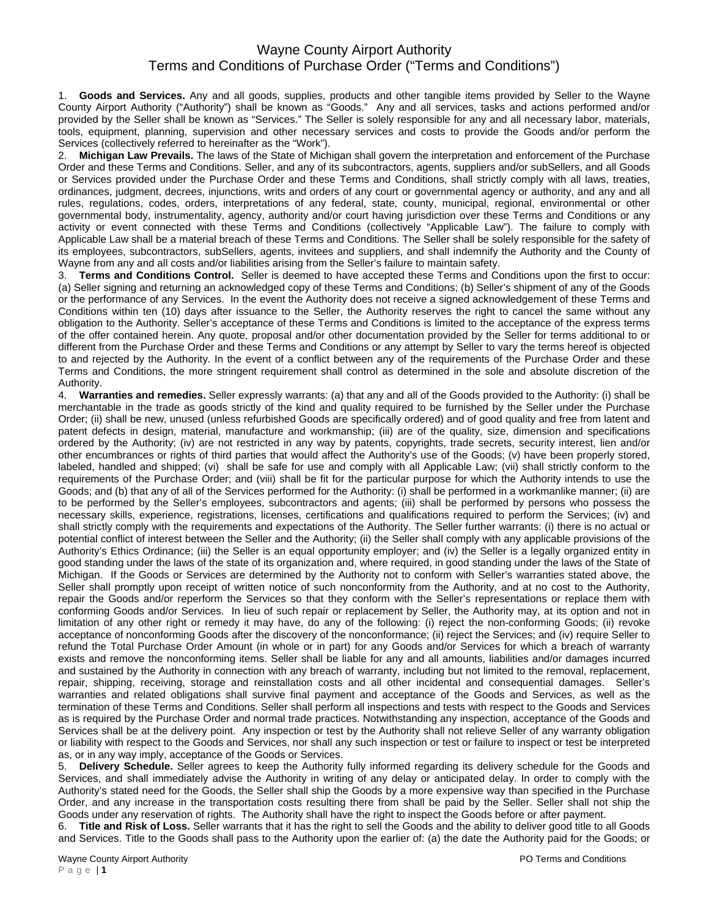# Wayne County Airport Authority
## Terms and Conditions of Purchase Order ("Terms and Conditions")

1. **Goods and Services.** Any and all goods, supplies, products and other tangible items provided by Seller to the Wayne County Airport Authority ("Authority") shall be known as "Goods." Any and all services, tasks and actions performed and/or provided by the Seller shall be known as "Services." The Seller is solely responsible for any and all necessary labor, materials, tools, equipment, planning, supervision and other necessary services and costs to provide the Goods and/or perform the Services (collectively referred to hereinafter as the "Work").

2. **Michigan Law Prevails.** The laws of the State of Michigan shall govern the interpretation and enforcement of the Purchase Order and these Terms and Conditions. Seller, and any of its subcontractors, agents, suppliers and/or subSellers, and all Goods or Services provided under the Purchase Order and these Terms and Conditions, shall strictly comply with all laws, treaties, ordinances, judgment, decrees, injunctions, writs and orders of any court or governmental agency or authority, and any and all rules, regulations, codes, orders, interpretations of any federal, state, county, municipal, regional, environmental or other governmental body, instrumentality, agency, authority and/or court having jurisdiction over these Terms and Conditions or any activity or event connected with these Terms and Conditions (collectively "Applicable Law"). The failure to comply with Applicable Law shall be a material breach of these Terms and Conditions. The Seller shall be solely responsible for the safety of its employees, subcontractors, subSellers, agents, invitees and suppliers, and shall indemnify the Authority and the County of Wayne from any and all costs and/or liabilities arising from the Seller's failure to maintain safety.

3. **Terms and Conditions Control.** Seller is deemed to have accepted these Terms and Conditions upon the first to occur: (a) Seller signing and returning an acknowledged copy of these Terms and Conditions; (b) Seller's shipment of any of the Goods or the performance of any Services. In the event the Authority does not receive a signed acknowledgement of these Terms and Conditions within ten (10) days after issuance to the Seller, the Authority reserves the right to cancel the same without any obligation to the Authority. Seller's acceptance of these Terms and Conditions is limited to the acceptance of the express terms of the offer contained herein. Any quote, proposal and/or other documentation provided by the Seller for terms additional to or different from the Purchase Order and these Terms and Conditions or any attempt by Seller to vary the terms hereof is objected to and rejected by the Authority. In the event of a conflict between any of the requirements of the Purchase Order and these Terms and Conditions, the more stringent requirement shall control as determined in the sole and absolute discretion of the Authority.

4. **Warranties and remedies.** Seller expressly warrants: (a) that any and all of the Goods provided to the Authority: (i) shall be merchantable in the trade as goods strictly of the kind and quality required to be furnished by the Seller under the Purchase Order; (ii) shall be new, unused (unless refurbished Goods are specifically ordered) and of good quality and free from latent and patent defects in design, material, manufacture and workmanship; (iii) are of the quality, size, dimension and specifications ordered by the Authority; (iv) are not restricted in any way by patents, copyrights, trade secrets, security interest, lien and/or other encumbrances or rights of third parties that would affect the Authority's use of the Goods; (v) have been properly stored, labeled, handled and shipped; (vi) shall be safe for use and comply with all Applicable Law; (vii) shall strictly conform to the requirements of the Purchase Order; and (viii) shall be fit for the particular purpose for which the Authority intends to use the Goods; and (b) that any of all of the Services performed for the Authority: (i) shall be performed in a workmanlike manner; (ii) are to be performed by the Seller's employees, subcontractors and agents; (iii) shall be performed by persons who possess the necessary skills, experience, registrations, licenses, certifications and qualifications required to perform the Services; (iv) and shall strictly comply with the requirements and expectations of the Authority. The Seller further warrants: (i) there is no actual or potential conflict of interest between the Seller and the Authority; (ii) the Seller shall comply with any applicable provisions of the Authority's Ethics Ordinance; (iii) the Seller is an equal opportunity employer; and (iv) the Seller is a legally organized entity in good standing under the laws of the state of its organization and, where required, in good standing under the laws of the State of Michigan. If the Goods or Services are determined by the Authority not to conform with Seller's warranties stated above, the Seller shall promptly upon receipt of written notice of such nonconformity from the Authority, and at no cost to the Authority, repair the Goods and/or reperform the Services so that they conform with the Seller's representations or replace them with conforming Goods and/or Services. In lieu of such repair or replacement by Seller, the Authority may, at its option and not in limitation of any other right or remedy it may have, do any of the following: (i) reject the non-conforming Goods; (ii) revoke acceptance of nonconforming Goods after the discovery of the nonconformance; (ii) reject the Services; and (iv) require Seller to refund the Total Purchase Order Amount (in whole or in part) for any Goods and/or Services for which a breach of warranty exists and remove the nonconforming items. Seller shall be liable for any and all amounts, liabilities and/or damages incurred and sustained by the Authority in connection with any breach of warranty, including but not limited to the removal, replacement, repair, shipping, receiving, storage and reinstallation costs and all other incidental and consequential damages. Seller's warranties and related obligations shall survive final payment and acceptance of the Goods and Services, as well as the termination of these Terms and Conditions. Seller shall perform all inspections and tests with respect to the Goods and Services as is required by the Purchase Order and normal trade practices. Notwithstanding any inspection, acceptance of the Goods and Services shall be at the delivery point. Any inspection or test by the Authority shall not relieve Seller of any warranty obligation or liability with respect to the Goods and Services, nor shall any such inspection or test or failure to inspect or test be interpreted as, or in any way imply, acceptance of the Goods or Services.

5. **Delivery Schedule.** Seller agrees to keep the Authority fully informed regarding its delivery schedule for the Goods and Services, and shall immediately advise the Authority in writing of any delay or anticipated delay. In order to comply with the Authority's stated need for the Goods, the Seller shall ship the Goods by a more expensive way than specified in the Purchase Order, and any increase in the transportation costs resulting there from shall be paid by the Seller. Seller shall not ship the Goods under any reservation of rights. The Authority shall have the right to inspect the Goods before or after payment.

6. **Title and Risk of Loss.** Seller warrants that it has the right to sell the Goods and the ability to deliver good title to all Goods and Services. Title to the Goods shall pass to the Authority upon the earlier of: (a) the date the Authority paid for the Goods; or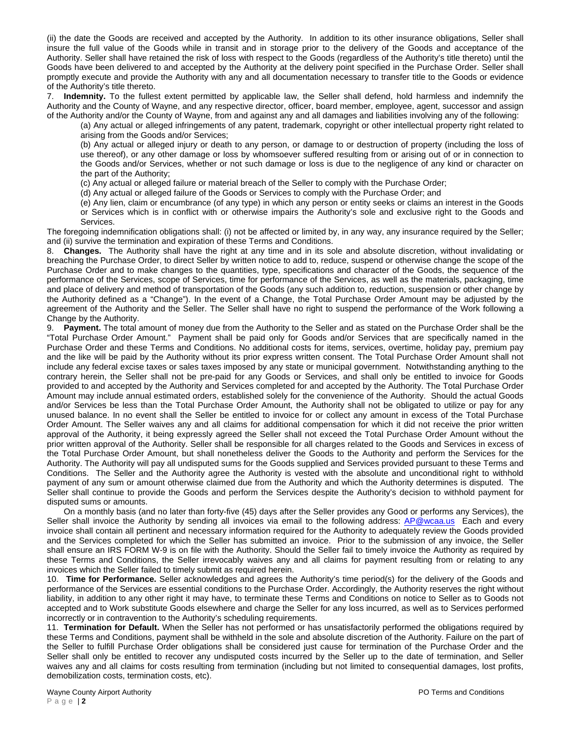(ii) the date the Goods are received and accepted by the Authority. In addition to its other insurance obligations, Seller shall insure the full value of the Goods while in transit and in storage prior to the delivery of the Goods and acceptance of the Authority. Seller shall have retained the risk of loss with respect to the Goods (regardless of the Authority's title thereto) until the Goods have been delivered to and accepted by the Authority at the delivery point specified in the Purchase Order. Seller shall promptly execute and provide the Authority with any and all documentation necessary to transfer title to the Goods or evidence of the Authority's title thereto.

7. **Indemnity.** To the fullest extent permitted by applicable law, the Seller shall defend, hold harmless and indemnify the Authority and the County of Wayne, and any respective director, officer, board member, employee, agent, successor and assign of the Authority and/or the County of Wayne, from and against any and all damages and liabilities involving any of the following:

(a) Any actual or alleged infringements of any patent, trademark, copyright or other intellectual property right related to arising from the Goods and/or Services;

(b) Any actual or alleged injury or death to any person, or damage to or destruction of property (including the loss of use thereof), or any other damage or loss by whomsoever suffered resulting from or arising out of or in connection to the Goods and/or Services, whether or not such damage or loss is due to the negligence of any kind or character on the part of the Authority;

(c) Any actual or alleged failure or material breach of the Seller to comply with the Purchase Order;

(d) Any actual or alleged failure of the Goods or Services to comply with the Purchase Order; and

(e) Any lien, claim or encumbrance (of any type) in which any person or entity seeks or claims an interest in the Goods or Services which is in conflict with or otherwise impairs the Authority's sole and exclusive right to the Goods and Services.

The foregoing indemnification obligations shall: (i) not be affected or limited by, in any way, any insurance required by the Seller; and (ii) survive the termination and expiration of these Terms and Conditions.

8. **Changes.** The Authority shall have the right at any time and in its sole and absolute discretion, without invalidating or breaching the Purchase Order, to direct Seller by written notice to add to, reduce, suspend or otherwise change the scope of the Purchase Order and to make changes to the quantities, type, specifications and character of the Goods, the sequence of the performance of the Services, scope of Services, time for performance of the Services, as well as the materials, packaging, time and place of delivery and method of transportation of the Goods (any such addition to, reduction, suspension or other change by the Authority defined as a "Change"). In the event of a Change, the Total Purchase Order Amount may be adjusted by the agreement of the Authority and the Seller. The Seller shall have no right to suspend the performance of the Work following a Change by the Authority.

9. **Payment.** The total amount of money due from the Authority to the Seller and as stated on the Purchase Order shall be the "Total Purchase Order Amount." Payment shall be paid only for Goods and/or Services that are specifically named in the Purchase Order and these Terms and Conditions. No additional costs for items, services, overtime, holiday pay, premium pay and the like will be paid by the Authority without its prior express written consent. The Total Purchase Order Amount shall not include any federal excise taxes or sales taxes imposed by any state or municipal government. Notwithstanding anything to the contrary herein, the Seller shall not be pre-paid for any Goods or Services, and shall only be entitled to invoice for Goods provided to and accepted by the Authority and Services completed for and accepted by the Authority. The Total Purchase Order Amount may include annual estimated orders, established solely for the convenience of the Authority. Should the actual Goods and/or Services be less than the Total Purchase Order Amount, the Authority shall not be obligated to utilize or pay for any unused balance. In no event shall the Seller be entitled to invoice for or collect any amount in excess of the Total Purchase Order Amount. The Seller waives any and all claims for additional compensation for which it did not receive the prior written approval of the Authority, it being expressly agreed the Seller shall not exceed the Total Purchase Order Amount without the prior written approval of the Authority. Seller shall be responsible for all charges related to the Goods and Services in excess of the Total Purchase Order Amount, but shall nonetheless deliver the Goods to the Authority and perform the Services for the Authority. The Authority will pay all undisputed sums for the Goods supplied and Services provided pursuant to these Terms and Conditions. The Seller and the Authority agree the Authority is vested with the absolute and unconditional right to withhold payment of any sum or amount otherwise claimed due from the Authority and which the Authority determines is disputed. The Seller shall continue to provide the Goods and perform the Services despite the Authority's decision to withhold payment for disputed sums or amounts.

On a monthly basis (and no later than forty-five (45) days after the Seller provides any Good or performs any Services), the Seller shall invoice the Authority by sending all invoices via email to the following address: AP@wcaa.us Each and every invoice shall contain all pertinent and necessary information required for the Authority to adequately review the Goods provided and the Services completed for which the Seller has submitted an invoice. Prior to the submission of any invoice, the Seller shall ensure an IRS FORM W-9 is on file with the Authority. Should the Seller fail to timely invoice the Authority as required by these Terms and Conditions, the Seller irrevocably waives any and all claims for payment resulting from or relating to any invoices which the Seller failed to timely submit as required herein.

10. **Time for Performance.** Seller acknowledges and agrees the Authority's time period(s) for the delivery of the Goods and performance of the Services are essential conditions to the Purchase Order. Accordingly, the Authority reserves the right without liability, in addition to any other right it may have, to terminate these Terms and Conditions on notice to Seller as to Goods not accepted and to Work substitute Goods elsewhere and charge the Seller for any loss incurred, as well as to Services performed incorrectly or in contravention to the Authority's scheduling requirements.

11. **Termination for Default.** When the Seller has not performed or has unsatisfactorily performed the obligations required by these Terms and Conditions, payment shall be withheld in the sole and absolute discretion of the Authority. Failure on the part of the Seller to fulfill Purchase Order obligations shall be considered just cause for termination of the Purchase Order and the Seller shall only be entitled to recover any undisputed costs incurred by the Seller up to the date of termination, and Seller waives any and all claims for costs resulting from termination (including but not limited to consequential damages, lost profits, demobilization costs, termination costs, etc).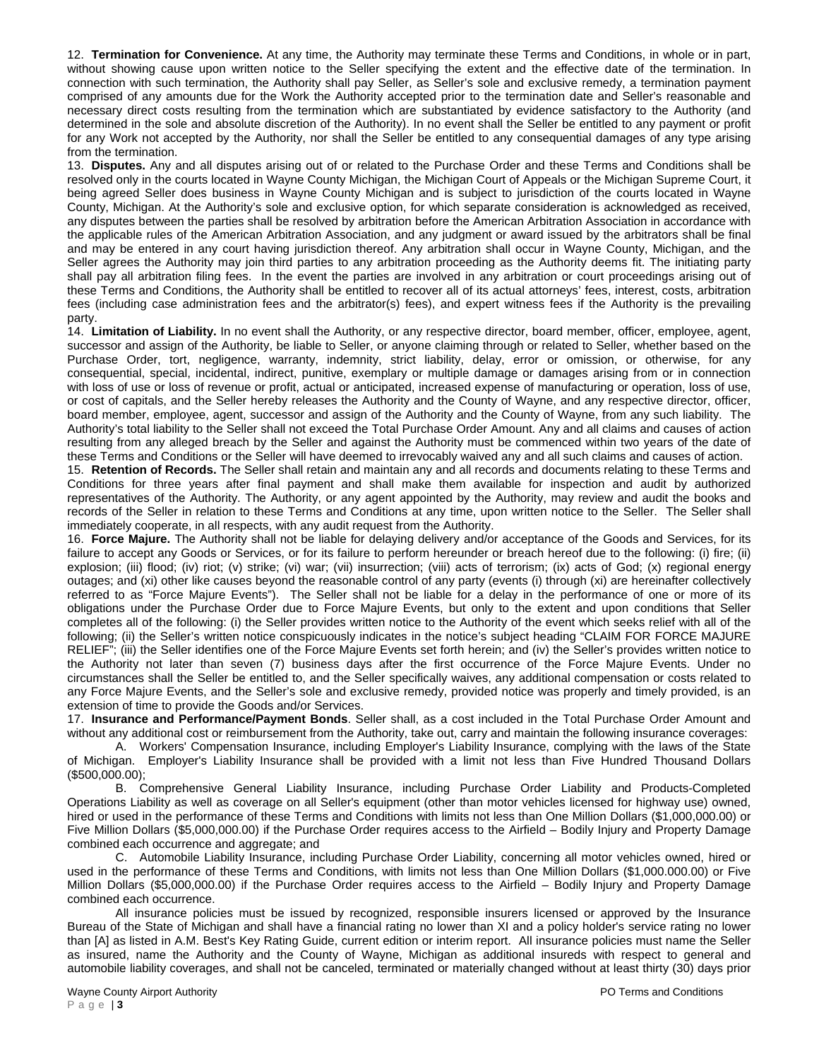12. **Termination for Convenience.** At any time, the Authority may terminate these Terms and Conditions, in whole or in part, without showing cause upon written notice to the Seller specifying the extent and the effective date of the termination. In connection with such termination, the Authority shall pay Seller, as Seller's sole and exclusive remedy, a termination payment comprised of any amounts due for the Work the Authority accepted prior to the termination date and Seller's reasonable and necessary direct costs resulting from the termination which are substantiated by evidence satisfactory to the Authority (and determined in the sole and absolute discretion of the Authority). In no event shall the Seller be entitled to any payment or profit for any Work not accepted by the Authority, nor shall the Seller be entitled to any consequential damages of any type arising from the termination.

13. **Disputes.** Any and all disputes arising out of or related to the Purchase Order and these Terms and Conditions shall be resolved only in the courts located in Wayne County Michigan, the Michigan Court of Appeals or the Michigan Supreme Court, it being agreed Seller does business in Wayne County Michigan and is subject to jurisdiction of the courts located in Wayne County, Michigan. At the Authority's sole and exclusive option, for which separate consideration is acknowledged as received, any disputes between the parties shall be resolved by arbitration before the American Arbitration Association in accordance with the applicable rules of the American Arbitration Association, and any judgment or award issued by the arbitrators shall be final and may be entered in any court having jurisdiction thereof. Any arbitration shall occur in Wayne County, Michigan, and the Seller agrees the Authority may join third parties to any arbitration proceeding as the Authority deems fit. The initiating party shall pay all arbitration filing fees. In the event the parties are involved in any arbitration or court proceedings arising out of these Terms and Conditions, the Authority shall be entitled to recover all of its actual attorneys' fees, interest, costs, arbitration fees (including case administration fees and the arbitrator(s) fees), and expert witness fees if the Authority is the prevailing party.

14. **Limitation of Liability.** In no event shall the Authority, or any respective director, board member, officer, employee, agent, successor and assign of the Authority, be liable to Seller, or anyone claiming through or related to Seller, whether based on the Purchase Order, tort, negligence, warranty, indemnity, strict liability, delay, error or omission, or otherwise, for any consequential, special, incidental, indirect, punitive, exemplary or multiple damage or damages arising from or in connection with loss of use or loss of revenue or profit, actual or anticipated, increased expense of manufacturing or operation, loss of use, or cost of capitals, and the Seller hereby releases the Authority and the County of Wayne, and any respective director, officer, board member, employee, agent, successor and assign of the Authority and the County of Wayne, from any such liability. The Authority's total liability to the Seller shall not exceed the Total Purchase Order Amount. Any and all claims and causes of action resulting from any alleged breach by the Seller and against the Authority must be commenced within two years of the date of these Terms and Conditions or the Seller will have deemed to irrevocably waived any and all such claims and causes of action.

15. **Retention of Records.** The Seller shall retain and maintain any and all records and documents relating to these Terms and Conditions for three years after final payment and shall make them available for inspection and audit by authorized representatives of the Authority. The Authority, or any agent appointed by the Authority, may review and audit the books and records of the Seller in relation to these Terms and Conditions at any time, upon written notice to the Seller. The Seller shall immediately cooperate, in all respects, with any audit request from the Authority.

16. **Force Majure.** The Authority shall not be liable for delaying delivery and/or acceptance of the Goods and Services, for its failure to accept any Goods or Services, or for its failure to perform hereunder or breach hereof due to the following: (i) fire; (ii) explosion; (iii) flood; (iv) riot; (v) strike; (vi) war; (vii) insurrection; (viii) acts of terrorism; (ix) acts of God; (x) regional energy outages; and (xi) other like causes beyond the reasonable control of any party (events (i) through (xi) are hereinafter collectively referred to as "Force Majure Events"). The Seller shall not be liable for a delay in the performance of one or more of its obligations under the Purchase Order due to Force Majure Events, but only to the extent and upon conditions that Seller completes all of the following: (i) the Seller provides written notice to the Authority of the event which seeks relief with all of the following; (ii) the Seller's written notice conspicuously indicates in the notice's subject heading "CLAIM FOR FORCE MAJURE RELIEF"; (iii) the Seller identifies one of the Force Majure Events set forth herein; and (iv) the Seller's provides written notice to the Authority not later than seven (7) business days after the first occurrence of the Force Majure Events. Under no circumstances shall the Seller be entitled to, and the Seller specifically waives, any additional compensation or costs related to any Force Majure Events, and the Seller's sole and exclusive remedy, provided notice was properly and timely provided, is an extension of time to provide the Goods and/or Services.

17. **Insurance and Performance/Payment Bonds**. Seller shall, as a cost included in the Total Purchase Order Amount and without any additional cost or reimbursement from the Authority, take out, carry and maintain the following insurance coverages:

A. Workers' Compensation Insurance, including Employer's Liability Insurance, complying with the laws of the State of Michigan. Employer's Liability Insurance shall be provided with a limit not less than Five Hundred Thousand Dollars ($500,000.00);

B. Comprehensive General Liability Insurance, including Purchase Order Liability and Products-Completed Operations Liability as well as coverage on all Seller's equipment (other than motor vehicles licensed for highway use) owned, hired or used in the performance of these Terms and Conditions with limits not less than One Million Dollars ($1,000,000.00) or Five Million Dollars ($5,000,000.00) if the Purchase Order requires access to the Airfield – Bodily Injury and Property Damage combined each occurrence and aggregate; and

C. Automobile Liability Insurance, including Purchase Order Liability, concerning all motor vehicles owned, hired or used in the performance of these Terms and Conditions, with limits not less than One Million Dollars ($1,000.000.00) or Five Million Dollars ($5,000,000.00) if the Purchase Order requires access to the Airfield – Bodily Injury and Property Damage combined each occurrence.

All insurance policies must be issued by recognized, responsible insurers licensed or approved by the Insurance Bureau of the State of Michigan and shall have a financial rating no lower than XI and a policy holder's service rating no lower than [A] as listed in A.M. Best's Key Rating Guide, current edition or interim report. All insurance policies must name the Seller as insured, name the Authority and the County of Wayne, Michigan as additional insureds with respect to general and automobile liability coverages, and shall not be canceled, terminated or materially changed without at least thirty (30) days prior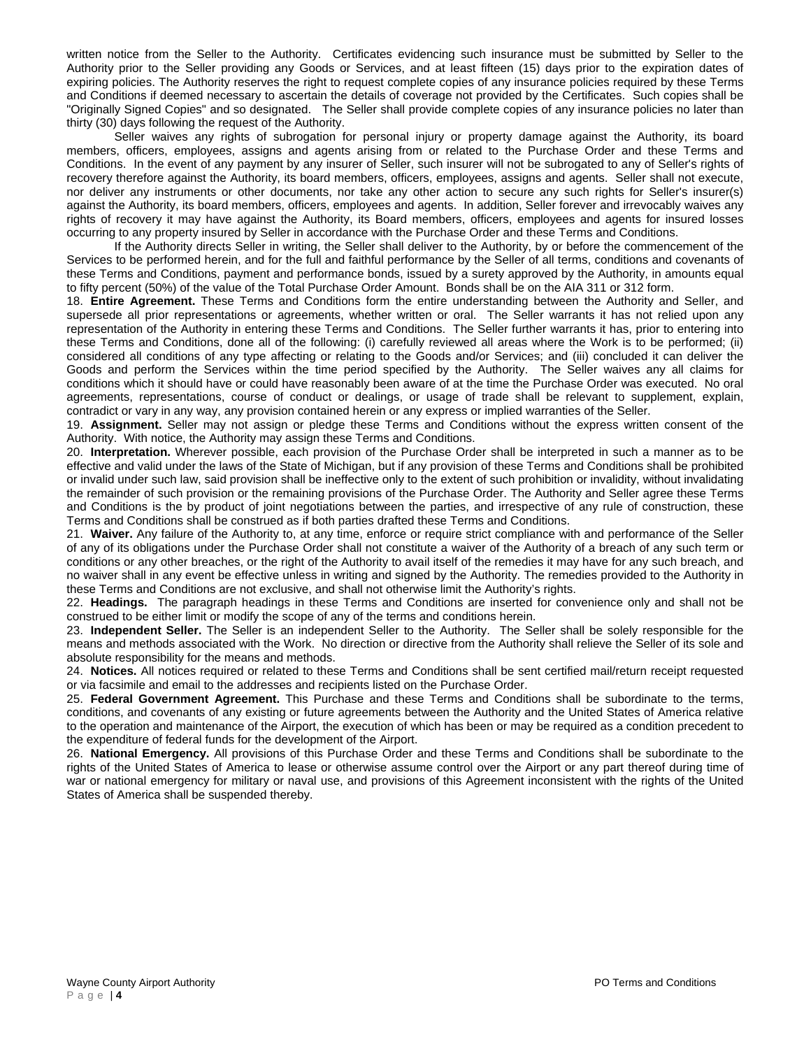written notice from the Seller to the Authority. Certificates evidencing such insurance must be submitted by Seller to the Authority prior to the Seller providing any Goods or Services, and at least fifteen (15) days prior to the expiration dates of expiring policies. The Authority reserves the right to request complete copies of any insurance policies required by these Terms and Conditions if deemed necessary to ascertain the details of coverage not provided by the Certificates. Such copies shall be "Originally Signed Copies" and so designated. The Seller shall provide complete copies of any insurance policies no later than thirty (30) days following the request of the Authority.

Seller waives any rights of subrogation for personal injury or property damage against the Authority, its board members, officers, employees, assigns and agents arising from or related to the Purchase Order and these Terms and Conditions. In the event of any payment by any insurer of Seller, such insurer will not be subrogated to any of Seller's rights of recovery therefore against the Authority, its board members, officers, employees, assigns and agents. Seller shall not execute, nor deliver any instruments or other documents, nor take any other action to secure any such rights for Seller's insurer(s) against the Authority, its board members, officers, employees and agents. In addition, Seller forever and irrevocably waives any rights of recovery it may have against the Authority, its Board members, officers, employees and agents for insured losses occurring to any property insured by Seller in accordance with the Purchase Order and these Terms and Conditions.

If the Authority directs Seller in writing, the Seller shall deliver to the Authority, by or before the commencement of the Services to be performed herein, and for the full and faithful performance by the Seller of all terms, conditions and covenants of these Terms and Conditions, payment and performance bonds, issued by a surety approved by the Authority, in amounts equal to fifty percent (50%) of the value of the Total Purchase Order Amount. Bonds shall be on the AIA 311 or 312 form.

18. **Entire Agreement.** These Terms and Conditions form the entire understanding between the Authority and Seller, and supersede all prior representations or agreements, whether written or oral. The Seller warrants it has not relied upon any representation of the Authority in entering these Terms and Conditions. The Seller further warrants it has, prior to entering into these Terms and Conditions, done all of the following: (i) carefully reviewed all areas where the Work is to be performed; (ii) considered all conditions of any type affecting or relating to the Goods and/or Services; and (iii) concluded it can deliver the Goods and perform the Services within the time period specified by the Authority. The Seller waives any all claims for conditions which it should have or could have reasonably been aware of at the time the Purchase Order was executed. No oral agreements, representations, course of conduct or dealings, or usage of trade shall be relevant to supplement, explain, contradict or vary in any way, any provision contained herein or any express or implied warranties of the Seller.

19. **Assignment.** Seller may not assign or pledge these Terms and Conditions without the express written consent of the Authority. With notice, the Authority may assign these Terms and Conditions.

20. **Interpretation.** Wherever possible, each provision of the Purchase Order shall be interpreted in such a manner as to be effective and valid under the laws of the State of Michigan, but if any provision of these Terms and Conditions shall be prohibited or invalid under such law, said provision shall be ineffective only to the extent of such prohibition or invalidity, without invalidating the remainder of such provision or the remaining provisions of the Purchase Order. The Authority and Seller agree these Terms and Conditions is the by product of joint negotiations between the parties, and irrespective of any rule of construction, these Terms and Conditions shall be construed as if both parties drafted these Terms and Conditions.

21. **Waiver.** Any failure of the Authority to, at any time, enforce or require strict compliance with and performance of the Seller of any of its obligations under the Purchase Order shall not constitute a waiver of the Authority of a breach of any such term or conditions or any other breaches, or the right of the Authority to avail itself of the remedies it may have for any such breach, and no waiver shall in any event be effective unless in writing and signed by the Authority. The remedies provided to the Authority in these Terms and Conditions are not exclusive, and shall not otherwise limit the Authority's rights.

22. **Headings.** The paragraph headings in these Terms and Conditions are inserted for convenience only and shall not be construed to be either limit or modify the scope of any of the terms and conditions herein.

23. **Independent Seller.** The Seller is an independent Seller to the Authority. The Seller shall be solely responsible for the means and methods associated with the Work. No direction or directive from the Authority shall relieve the Seller of its sole and absolute responsibility for the means and methods.

24. **Notices.** All notices required or related to these Terms and Conditions shall be sent certified mail/return receipt requested or via facsimile and email to the addresses and recipients listed on the Purchase Order.

25. **Federal Government Agreement.** This Purchase and these Terms and Conditions shall be subordinate to the terms, conditions, and covenants of any existing or future agreements between the Authority and the United States of America relative to the operation and maintenance of the Airport, the execution of which has been or may be required as a condition precedent to the expenditure of federal funds for the development of the Airport.

26. **National Emergency.** All provisions of this Purchase Order and these Terms and Conditions shall be subordinate to the rights of the United States of America to lease or otherwise assume control over the Airport or any part thereof during time of war or national emergency for military or naval use, and provisions of this Agreement inconsistent with the rights of the United States of America shall be suspended thereby.